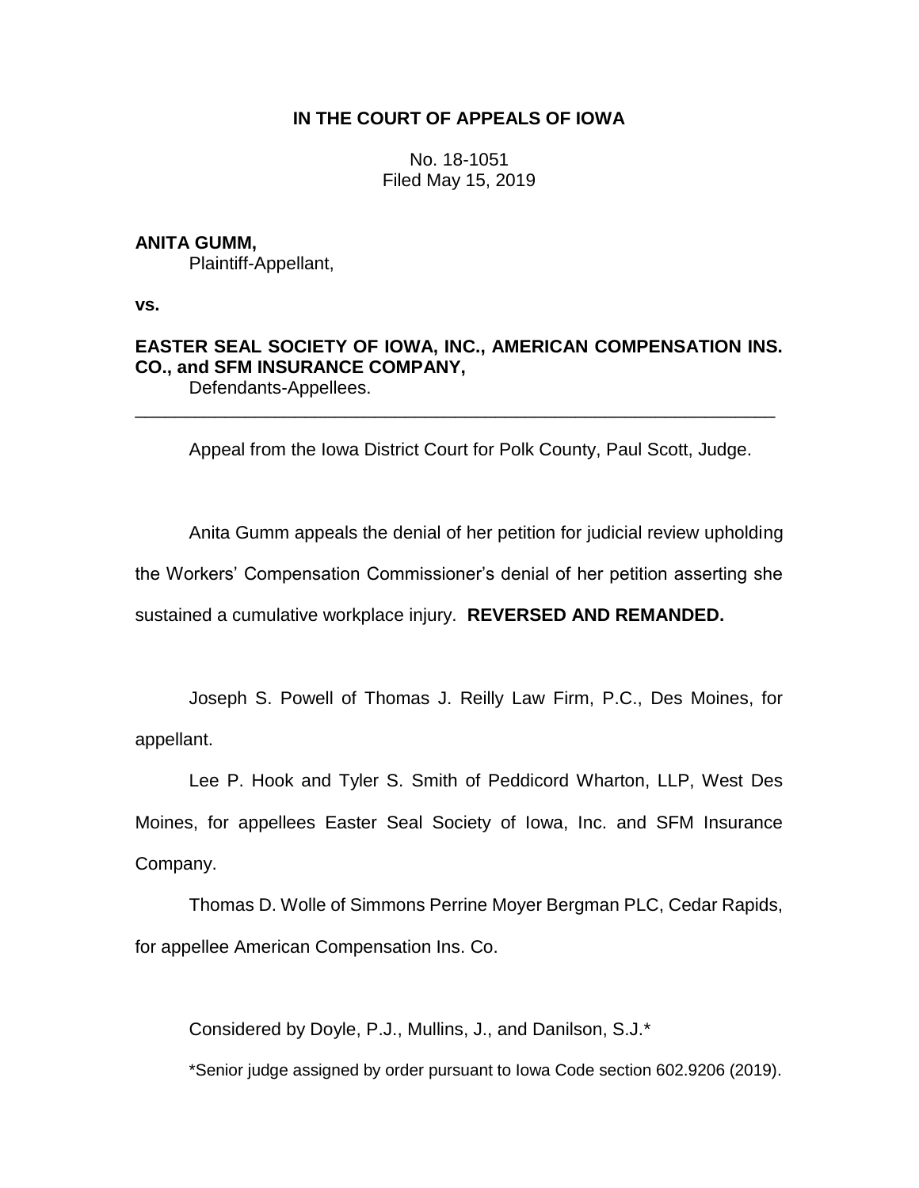# IN THE COURT OF APPEALS OF IOWA

No. 18-1051
Filed May 15, 2019

**ANITA GUMM,**
Plaintiff-Appellant,

**vs.**

**EASTER SEAL SOCIETY OF IOWA, INC., AMERICAN COMPENSATION INS. CO., and SFM INSURANCE COMPANY,**
Defendants-Appellees.

---

Appeal from the Iowa District Court for Polk County, Paul Scott, Judge.

Anita Gumm appeals the denial of her petition for judicial review upholding the Workers' Compensation Commissioner's denial of her petition asserting she sustained a cumulative workplace injury. **REVERSED AND REMANDED.**

Joseph S. Powell of Thomas J. Reilly Law Firm, P.C., Des Moines, for appellant.

Lee P. Hook and Tyler S. Smith of Peddicord Wharton, LLP, West Des Moines, for appellees Easter Seal Society of Iowa, Inc. and SFM Insurance Company.

Thomas D. Wolle of Simmons Perrine Moyer Bergman PLC, Cedar Rapids, for appellee American Compensation Ins. Co.

Considered by Doyle, P.J., Mullins, J., and Danilson, S.J.*

*Senior judge assigned by order pursuant to Iowa Code section 602.9206 (2019).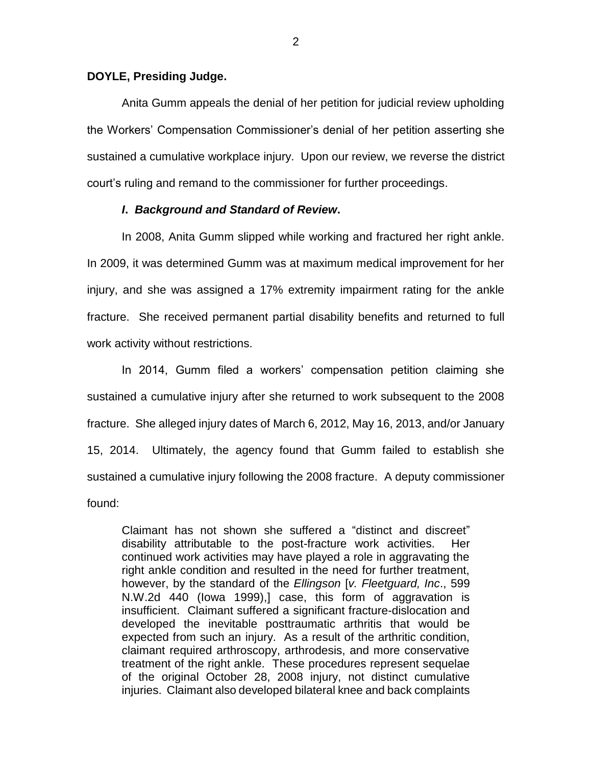**DOYLE, Presiding Judge.**

Anita Gumm appeals the denial of her petition for judicial review upholding the Workers' Compensation Commissioner's denial of her petition asserting she sustained a cumulative workplace injury. Upon our review, we reverse the district court's ruling and remand to the commissioner for further proceedings.

## ***I. Background and Standard of Review.***

In 2008, Anita Gumm slipped while working and fractured her right ankle. In 2009, it was determined Gumm was at maximum medical improvement for her injury, and she was assigned a 17% extremity impairment rating for the ankle fracture. She received permanent partial disability benefits and returned to full work activity without restrictions.

In 2014, Gumm filed a workers' compensation petition claiming she sustained a cumulative injury after she returned to work subsequent to the 2008 fracture. She alleged injury dates of March 6, 2012, May 16, 2013, and/or January 15, 2014. Ultimately, the agency found that Gumm failed to establish she sustained a cumulative injury following the 2008 fracture. A deputy commissioner found:

> Claimant has not shown she suffered a "distinct and discreet" disability attributable to the post-fracture work activities. Her continued work activities may have played a role in aggravating the right ankle condition and resulted in the need for further treatment, however, by the standard of the *Ellingson* [*v. Fleetguard, Inc*., 599 N.W.2d 440 (Iowa 1999),] case, this form of aggravation is insufficient. Claimant suffered a significant fracture-dislocation and developed the inevitable posttraumatic arthritis that would be expected from such an injury. As a result of the arthritic condition, claimant required arthroscopy, arthrodesis, and more conservative treatment of the right ankle. These procedures represent sequelae of the original October 28, 2008 injury, not distinct cumulative injuries. Claimant also developed bilateral knee and back complaints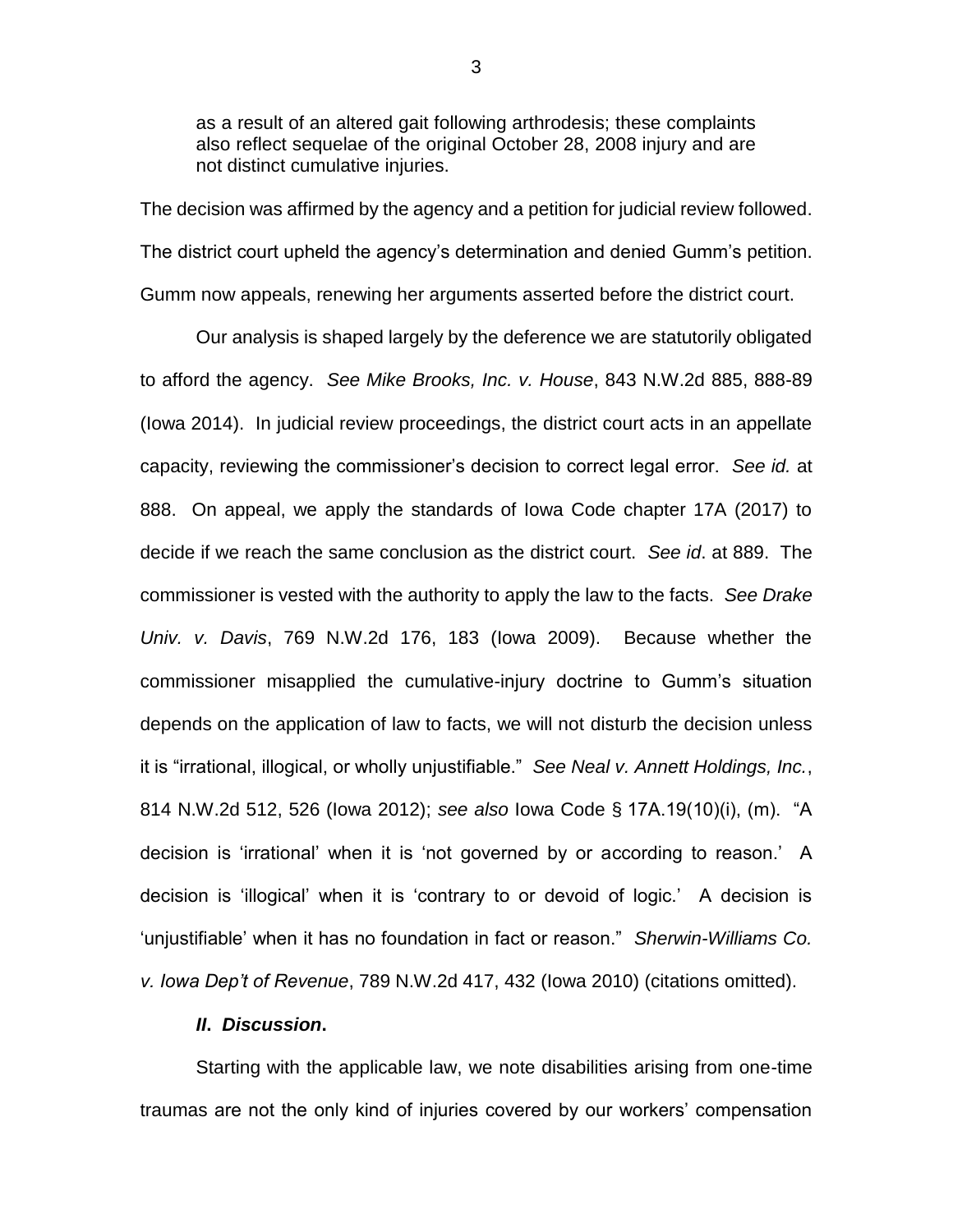> as a result of an altered gait following arthrodesis; these complaints also reflect sequelae of the original October 28, 2008 injury and are not distinct cumulative injuries.

The decision was affirmed by the agency and a petition for judicial review followed. The district court upheld the agency's determination and denied Gumm's petition. Gumm now appeals, renewing her arguments asserted before the district court.

Our analysis is shaped largely by the deference we are statutorily obligated to afford the agency. *See Mike Brooks, Inc. v. House*, 843 N.W.2d 885, 888-89 (Iowa 2014). In judicial review proceedings, the district court acts in an appellate capacity, reviewing the commissioner's decision to correct legal error. *See id.* at 888. On appeal, we apply the standards of Iowa Code chapter 17A (2017) to decide if we reach the same conclusion as the district court. *See id*. at 889. The commissioner is vested with the authority to apply the law to the facts. *See Drake Univ. v. Davis*, 769 N.W.2d 176, 183 (Iowa 2009). Because whether the commissioner misapplied the cumulative-injury doctrine to Gumm's situation depends on the application of law to facts, we will not disturb the decision unless it is "irrational, illogical, or wholly unjustifiable." *See Neal v. Annett Holdings, Inc.*, 814 N.W.2d 512, 526 (Iowa 2012); *see also* Iowa Code § 17A.19(10)(i), (m). "A decision is 'irrational' when it is 'not governed by or according to reason.' A decision is 'illogical' when it is 'contrary to or devoid of logic.' A decision is 'unjustifiable' when it has no foundation in fact or reason." *Sherwin-Williams Co. v. Iowa Dep't of Revenue*, 789 N.W.2d 417, 432 (Iowa 2010) (citations omitted).

### ***II. Discussion*.**

Starting with the applicable law, we note disabilities arising from one-time traumas are not the only kind of injuries covered by our workers' compensation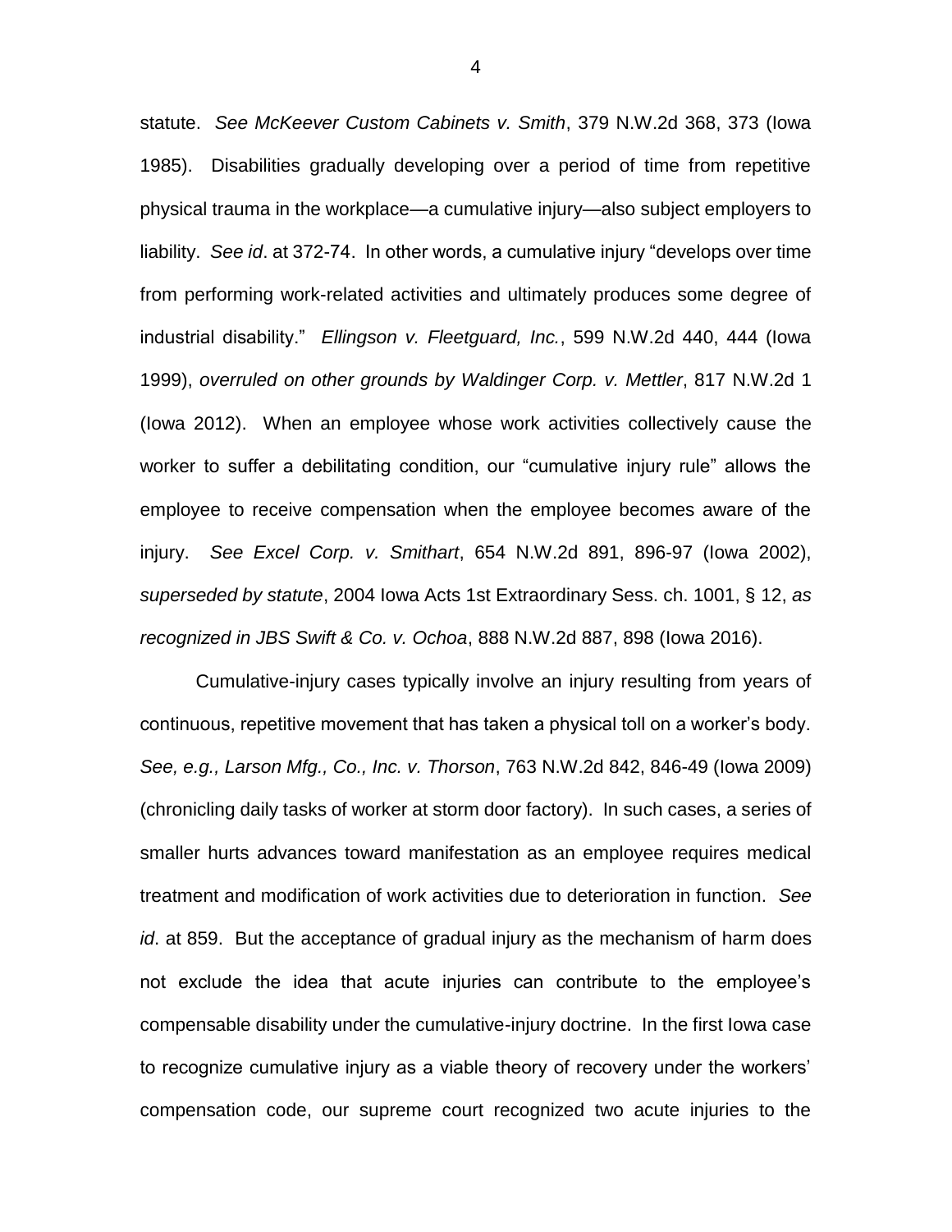statute. *See McKeever Custom Cabinets v. Smith*, 379 N.W.2d 368, 373 (Iowa 1985). Disabilities gradually developing over a period of time from repetitive physical trauma in the workplace—a cumulative injury—also subject employers to liability. *See id*. at 372-74. In other words, a cumulative injury "develops over time from performing work-related activities and ultimately produces some degree of industrial disability." *Ellingson v. Fleetguard, Inc.*, 599 N.W.2d 440, 444 (Iowa 1999), *overruled on other grounds by Waldinger Corp. v. Mettler*, 817 N.W.2d 1 (Iowa 2012). When an employee whose work activities collectively cause the worker to suffer a debilitating condition, our "cumulative injury rule" allows the employee to receive compensation when the employee becomes aware of the injury. *See Excel Corp. v. Smithart*, 654 N.W.2d 891, 896-97 (Iowa 2002), *superseded by statute*, 2004 Iowa Acts 1st Extraordinary Sess. ch. 1001, § 12, *as recognized in JBS Swift & Co. v. Ochoa*, 888 N.W.2d 887, 898 (Iowa 2016).

Cumulative-injury cases typically involve an injury resulting from years of continuous, repetitive movement that has taken a physical toll on a worker's body. *See, e.g., Larson Mfg., Co., Inc. v. Thorson*, 763 N.W.2d 842, 846-49 (Iowa 2009) (chronicling daily tasks of worker at storm door factory). In such cases, a series of smaller hurts advances toward manifestation as an employee requires medical treatment and modification of work activities due to deterioration in function. *See id*. at 859. But the acceptance of gradual injury as the mechanism of harm does not exclude the idea that acute injuries can contribute to the employee's compensable disability under the cumulative-injury doctrine. In the first Iowa case to recognize cumulative injury as a viable theory of recovery under the workers' compensation code, our supreme court recognized two acute injuries to the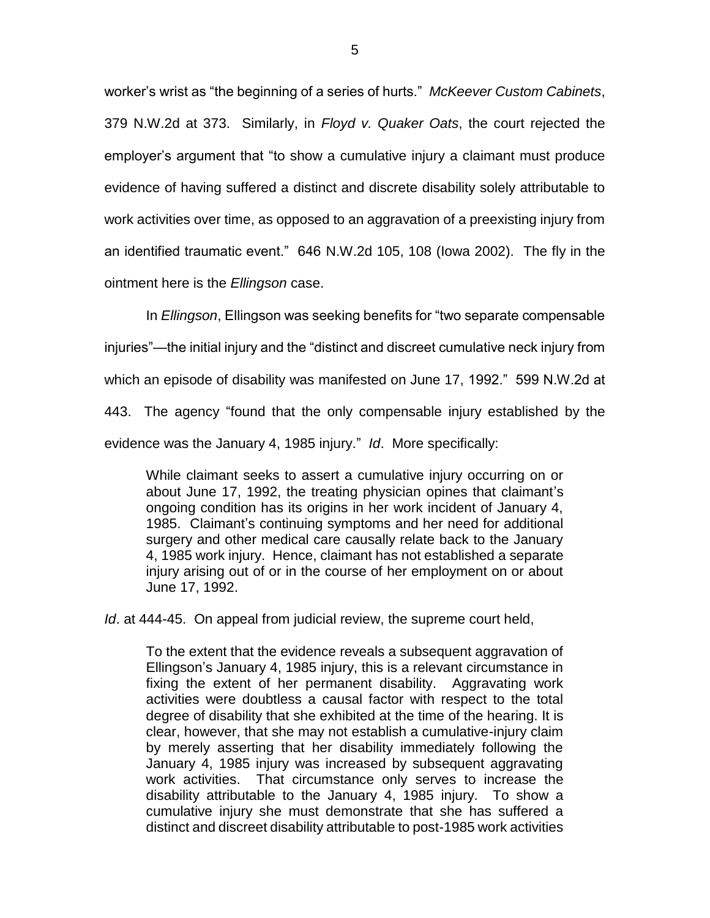worker's wrist as "the beginning of a series of hurts." *McKeever Custom Cabinets*, 379 N.W.2d at 373. Similarly, in *Floyd v. Quaker Oats*, the court rejected the employer's argument that "to show a cumulative injury a claimant must produce evidence of having suffered a distinct and discrete disability solely attributable to work activities over time, as opposed to an aggravation of a preexisting injury from an identified traumatic event." 646 N.W.2d 105, 108 (Iowa 2002). The fly in the ointment here is the *Ellingson* case.

In *Ellingson*, Ellingson was seeking benefits for "two separate compensable injuries"—the initial injury and the "distinct and discreet cumulative neck injury from which an episode of disability was manifested on June 17, 1992." 599 N.W.2d at 443. The agency "found that the only compensable injury established by the evidence was the January 4, 1985 injury." *Id*. More specifically:

> While claimant seeks to assert a cumulative injury occurring on or about June 17, 1992, the treating physician opines that claimant's ongoing condition has its origins in her work incident of January 4, 1985. Claimant's continuing symptoms and her need for additional surgery and other medical care causally relate back to the January 4, 1985 work injury. Hence, claimant has not established a separate injury arising out of or in the course of her employment on or about June 17, 1992.

*Id*. at 444-45. On appeal from judicial review, the supreme court held,

> To the extent that the evidence reveals a subsequent aggravation of Ellingson's January 4, 1985 injury, this is a relevant circumstance in fixing the extent of her permanent disability. Aggravating work activities were doubtless a causal factor with respect to the total degree of disability that she exhibited at the time of the hearing. It is clear, however, that she may not establish a cumulative-injury claim by merely asserting that her disability immediately following the January 4, 1985 injury was increased by subsequent aggravating work activities. That circumstance only serves to increase the disability attributable to the January 4, 1985 injury. To show a cumulative injury she must demonstrate that she has suffered a distinct and discreet disability attributable to post-1985 work activities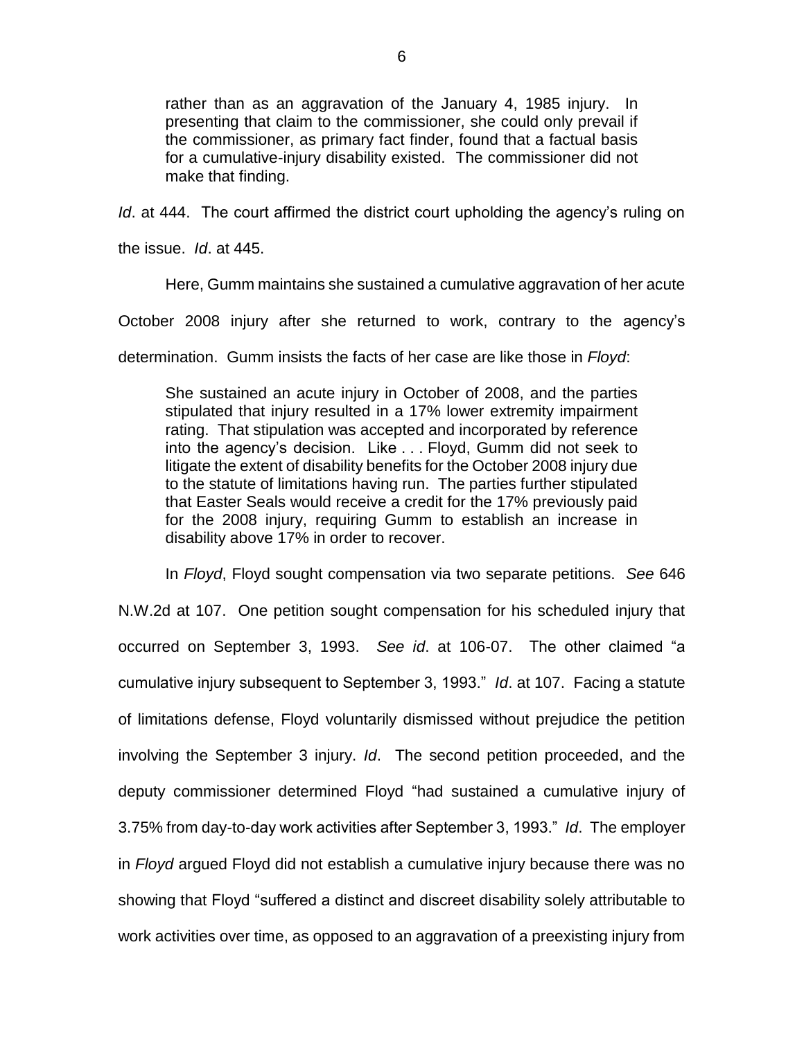> rather than as an aggravation of the January 4, 1985 injury. In presenting that claim to the commissioner, she could only prevail if the commissioner, as primary fact finder, found that a factual basis for a cumulative-injury disability existed. The commissioner did not make that finding.

*Id*. at 444. The court affirmed the district court upholding the agency's ruling on the issue. *Id*. at 445.

Here, Gumm maintains she sustained a cumulative aggravation of her acute October 2008 injury after she returned to work, contrary to the agency's determination. Gumm insists the facts of her case are like those in *Floyd*:

> She sustained an acute injury in October of 2008, and the parties stipulated that injury resulted in a 17% lower extremity impairment rating. That stipulation was accepted and incorporated by reference into the agency's decision. Like . . . Floyd, Gumm did not seek to litigate the extent of disability benefits for the October 2008 injury due to the statute of limitations having run. The parties further stipulated that Easter Seals would receive a credit for the 17% previously paid for the 2008 injury, requiring Gumm to establish an increase in disability above 17% in order to recover.

In *Floyd*, Floyd sought compensation via two separate petitions. *See* 646 N.W.2d at 107. One petition sought compensation for his scheduled injury that occurred on September 3, 1993. *See id*. at 106-07. The other claimed "a cumulative injury subsequent to September 3, 1993." *Id*. at 107. Facing a statute of limitations defense, Floyd voluntarily dismissed without prejudice the petition involving the September 3 injury. *Id*. The second petition proceeded, and the deputy commissioner determined Floyd "had sustained a cumulative injury of 3.75% from day-to-day work activities after September 3, 1993." *Id*. The employer in *Floyd* argued Floyd did not establish a cumulative injury because there was no showing that Floyd "suffered a distinct and discreet disability solely attributable to work activities over time, as opposed to an aggravation of a preexisting injury from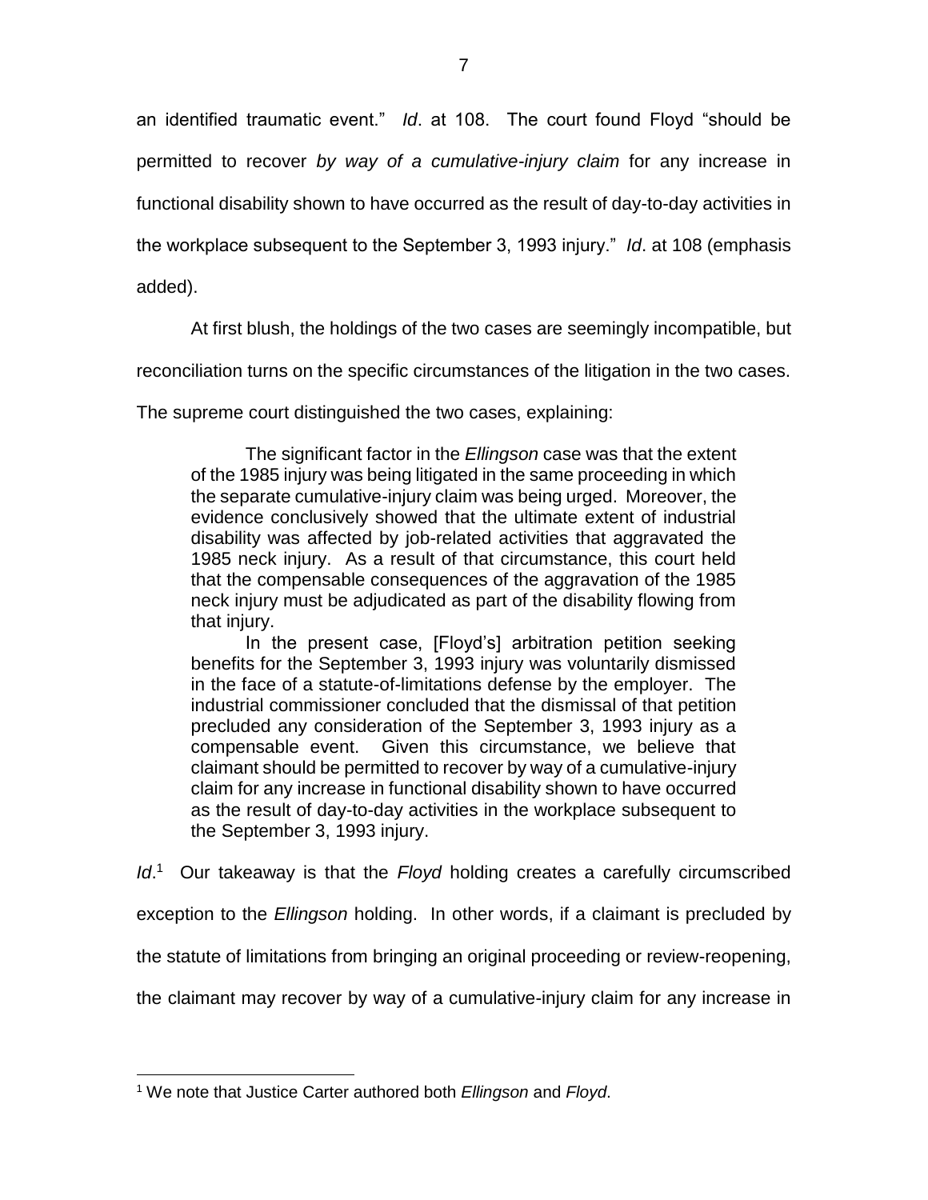an identified traumatic event." *Id*. at 108. The court found Floyd "should be permitted to recover *by way of a cumulative-injury claim* for any increase in functional disability shown to have occurred as the result of day-to-day activities in the workplace subsequent to the September 3, 1993 injury." *Id*. at 108 (emphasis added).

At first blush, the holdings of the two cases are seemingly incompatible, but reconciliation turns on the specific circumstances of the litigation in the two cases. The supreme court distinguished the two cases, explaining:

> The significant factor in the *Ellingson* case was that the extent of the 1985 injury was being litigated in the same proceeding in which the separate cumulative-injury claim was being urged. Moreover, the evidence conclusively showed that the ultimate extent of industrial disability was affected by job-related activities that aggravated the 1985 neck injury. As a result of that circumstance, this court held that the compensable consequences of the aggravation of the 1985 neck injury must be adjudicated as part of the disability flowing from that injury.
>
> In the present case, [Floyd's] arbitration petition seeking benefits for the September 3, 1993 injury was voluntarily dismissed in the face of a statute-of-limitations defense by the employer. The industrial commissioner concluded that the dismissal of that petition precluded any consideration of the September 3, 1993 injury as a compensable event. Given this circumstance, we believe that claimant should be permitted to recover by way of a cumulative-injury claim for any increase in functional disability shown to have occurred as the result of day-to-day activities in the workplace subsequent to the September 3, 1993 injury.

*Id*.[1] Our takeaway is that the *Floyd* holding creates a carefully circumscribed exception to the *Ellingson* holding. In other words, if a claimant is precluded by the statute of limitations from bringing an original proceeding or review-reopening, the claimant may recover by way of a cumulative-injury claim for any increase in

---

[1] We note that Justice Carter authored both *Ellingson* and *Floyd*.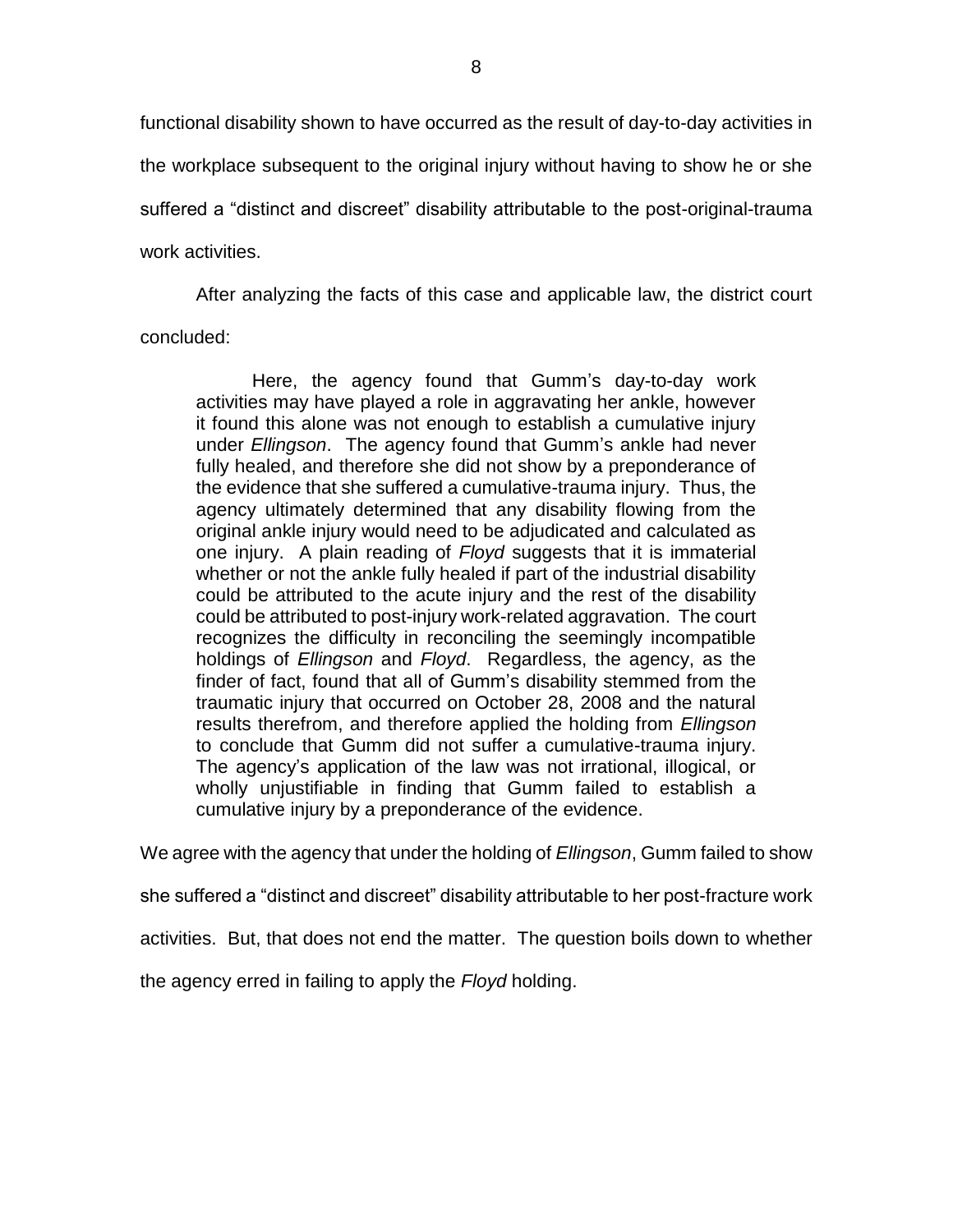functional disability shown to have occurred as the result of day-to-day activities in the workplace subsequent to the original injury without having to show he or she suffered a "distinct and discreet" disability attributable to the post-original-trauma work activities.

After analyzing the facts of this case and applicable law, the district court concluded:

> Here, the agency found that Gumm's day-to-day work activities may have played a role in aggravating her ankle, however it found this alone was not enough to establish a cumulative injury under *Ellingson*. The agency found that Gumm's ankle had never fully healed, and therefore she did not show by a preponderance of the evidence that she suffered a cumulative-trauma injury. Thus, the agency ultimately determined that any disability flowing from the original ankle injury would need to be adjudicated and calculated as one injury. A plain reading of *Floyd* suggests that it is immaterial whether or not the ankle fully healed if part of the industrial disability could be attributed to the acute injury and the rest of the disability could be attributed to post-injury work-related aggravation. The court recognizes the difficulty in reconciling the seemingly incompatible holdings of *Ellingson* and *Floyd*. Regardless, the agency, as the finder of fact, found that all of Gumm's disability stemmed from the traumatic injury that occurred on October 28, 2008 and the natural results therefrom, and therefore applied the holding from *Ellingson* to conclude that Gumm did not suffer a cumulative-trauma injury. The agency's application of the law was not irrational, illogical, or wholly unjustifiable in finding that Gumm failed to establish a cumulative injury by a preponderance of the evidence.

We agree with the agency that under the holding of *Ellingson*, Gumm failed to show she suffered a "distinct and discreet" disability attributable to her post-fracture work activities. But, that does not end the matter. The question boils down to whether the agency erred in failing to apply the *Floyd* holding.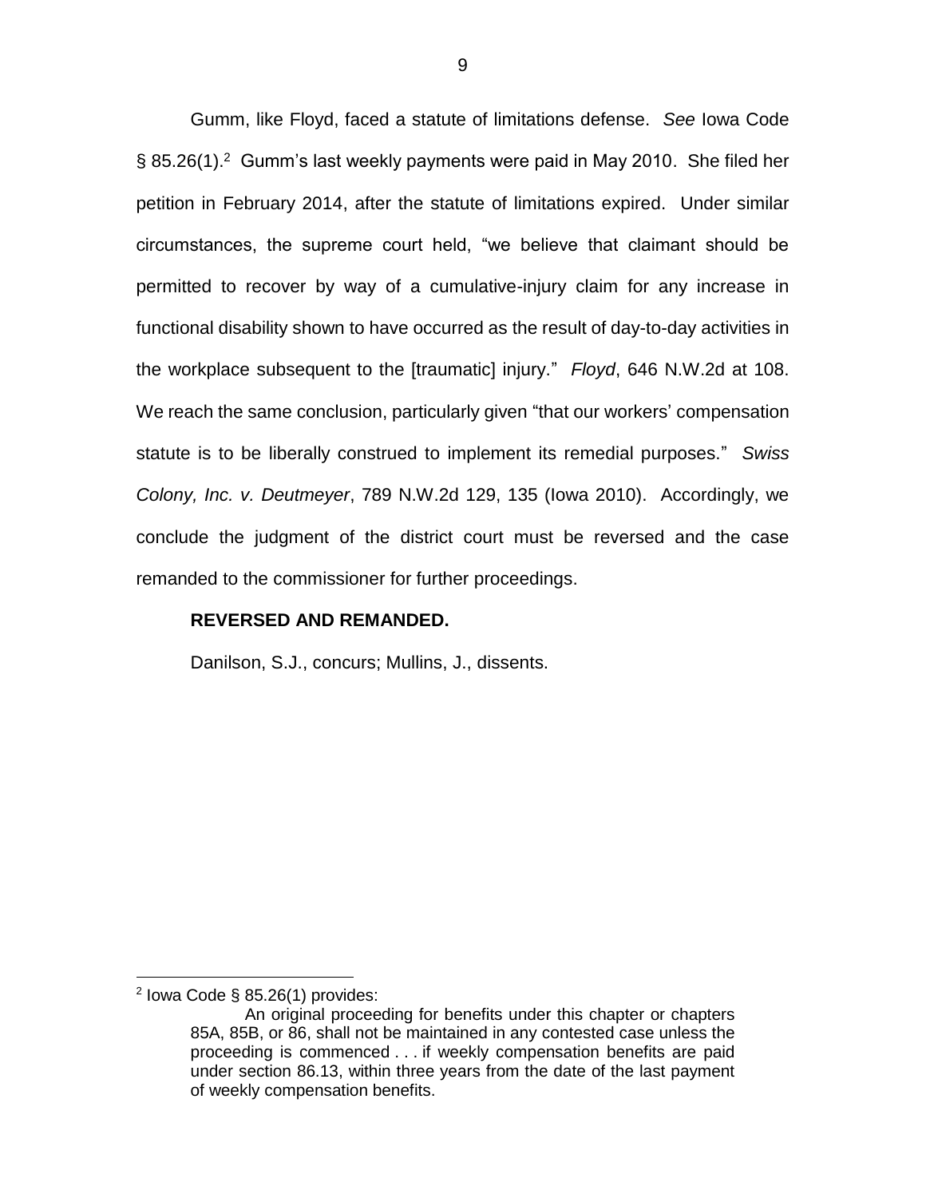Gumm, like Floyd, faced a statute of limitations defense. *See* Iowa Code § 85.26(1).[2] Gumm's last weekly payments were paid in May 2010. She filed her petition in February 2014, after the statute of limitations expired. Under similar circumstances, the supreme court held, "we believe that claimant should be permitted to recover by way of a cumulative-injury claim for any increase in functional disability shown to have occurred as the result of day-to-day activities in the workplace subsequent to the [traumatic] injury." *Floyd*, 646 N.W.2d at 108. We reach the same conclusion, particularly given "that our workers' compensation statute is to be liberally construed to implement its remedial purposes." *Swiss Colony, Inc. v. Deutmeyer*, 789 N.W.2d 129, 135 (Iowa 2010). Accordingly, we conclude the judgment of the district court must be reversed and the case remanded to the commissioner for further proceedings.

**REVERSED AND REMANDED.**

Danilson, S.J., concurs; Mullins, J., dissents.

---

[2] Iowa Code § 85.26(1) provides:

> An original proceeding for benefits under this chapter or chapters 85A, 85B, or 86, shall not be maintained in any contested case unless the proceeding is commenced . . . if weekly compensation benefits are paid under section 86.13, within three years from the date of the last payment of weekly compensation benefits.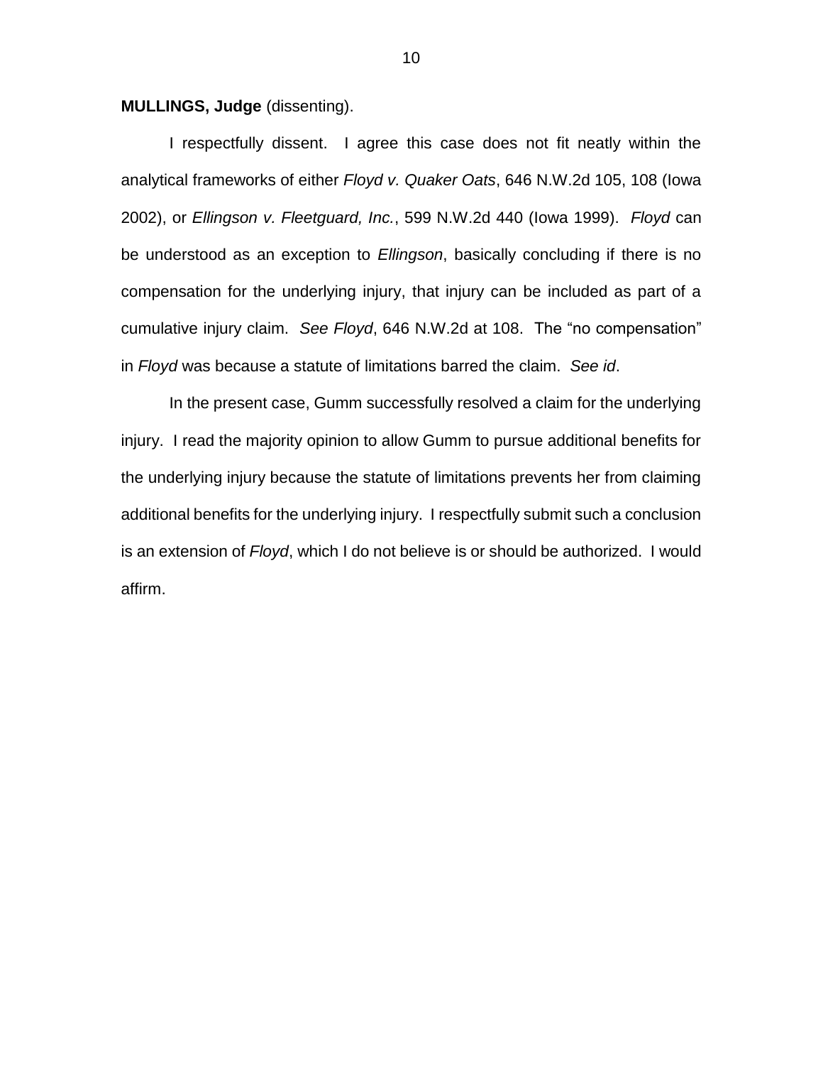**MULLINGS, Judge** (dissenting).

I respectfully dissent. I agree this case does not fit neatly within the analytical frameworks of either *Floyd v. Quaker Oats*, 646 N.W.2d 105, 108 (Iowa 2002), or *Ellingson v. Fleetguard, Inc.*, 599 N.W.2d 440 (Iowa 1999). *Floyd* can be understood as an exception to *Ellingson*, basically concluding if there is no compensation for the underlying injury, that injury can be included as part of a cumulative injury claim. *See Floyd*, 646 N.W.2d at 108. The "no compensation" in *Floyd* was because a statute of limitations barred the claim. *See id*.

In the present case, Gumm successfully resolved a claim for the underlying injury. I read the majority opinion to allow Gumm to pursue additional benefits for the underlying injury because the statute of limitations prevents her from claiming additional benefits for the underlying injury. I respectfully submit such a conclusion is an extension of *Floyd*, which I do not believe is or should be authorized. I would affirm.